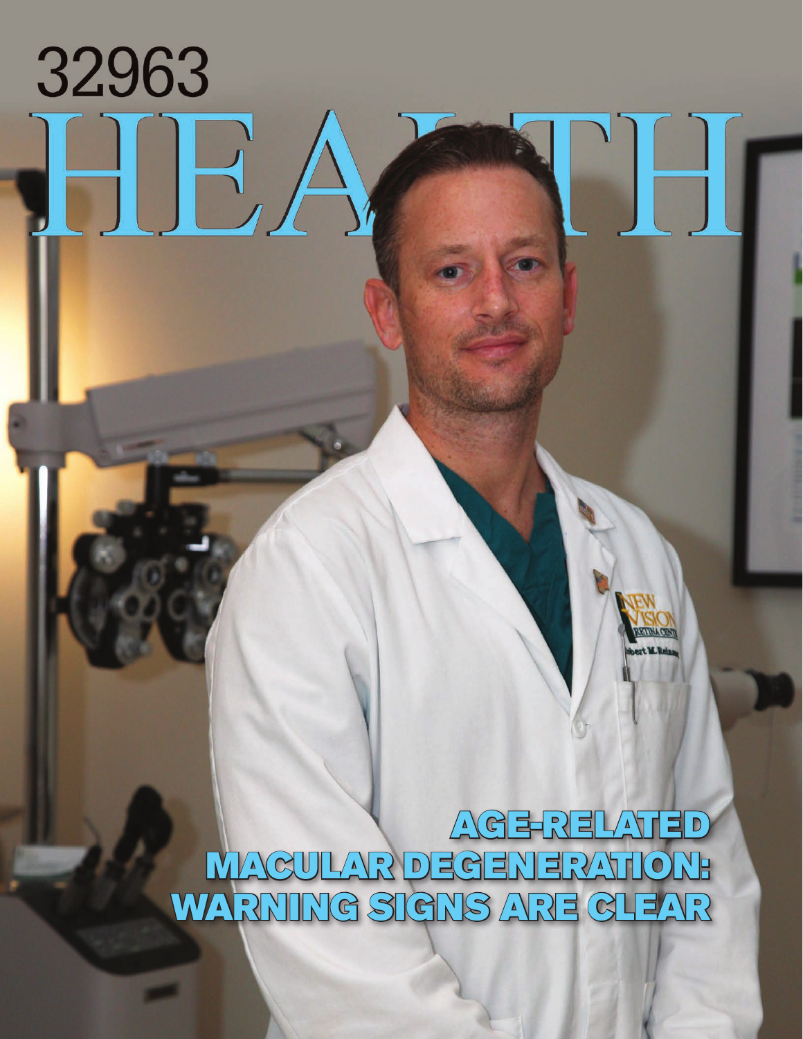# 32963 HEALTH

## AGE-RELATED MACULAR DEGENERATION: WARNING SIGNS ARE CLEAR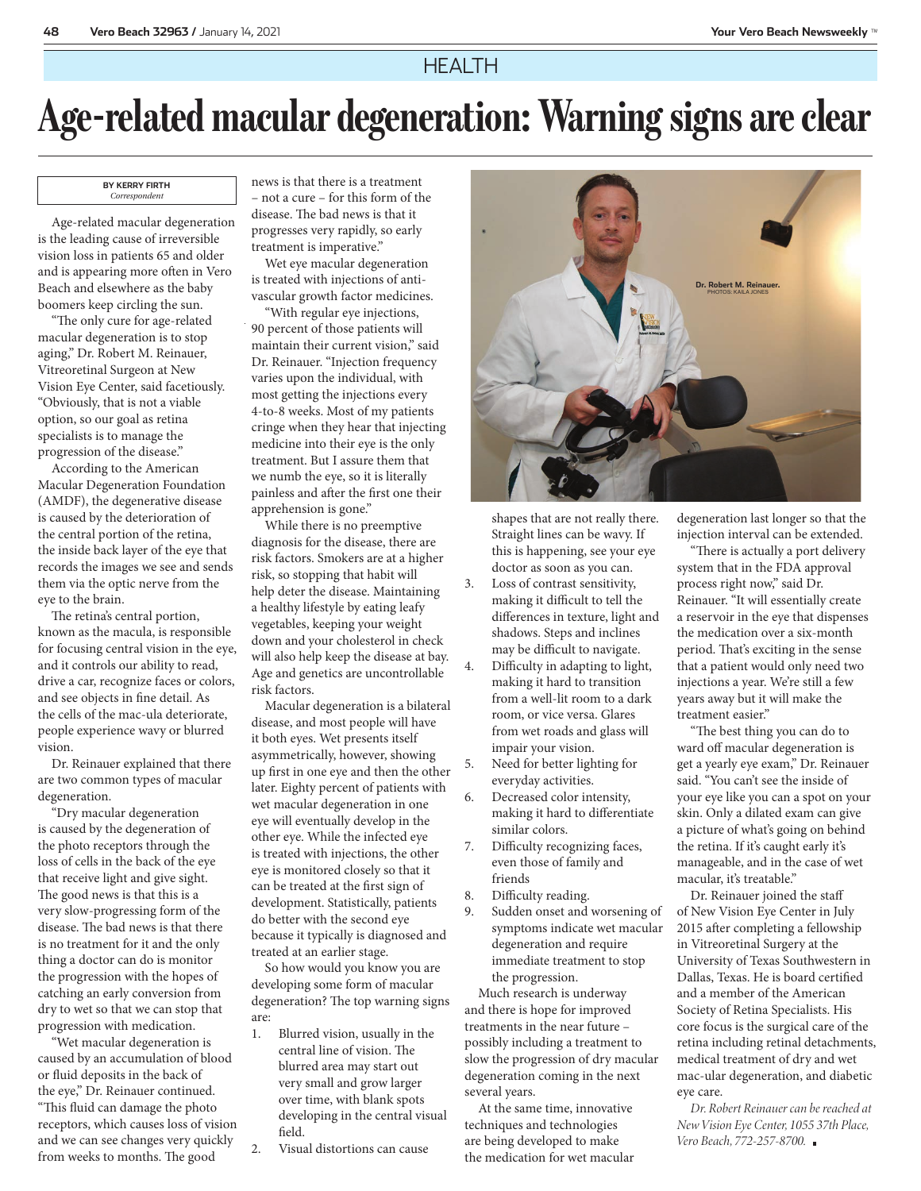HEALTH

# Age-related macular degeneration: Warning signs are clear

BY KERRY FIRTH
*Correspondent*

Age-related macular degeneration is the leading cause of irreversible vision loss in patients 65 and older and is appearing more often in Vero Beach and elsewhere as the baby boomers keep circling the sun.

"The only cure for age-related macular degeneration is to stop aging," Dr. Robert M. Reinauer, Vitreoretinal Surgeon at New Vision Eye Center, said facetiously. "Obviously, that is not a viable option, so our goal as retina specialists is to manage the progression of the disease."

According to the American Macular Degeneration Foundation (AMDF), the degenerative disease is caused by the deterioration of the central portion of the retina, the inside back layer of the eye that records the images we see and sends them via the optic nerve from the eye to the brain.

The retina's central portion, known as the macula, is responsible for focusing central vision in the eye, and it controls our ability to read, drive a car, recognize faces or colors, and see objects in fine detail. As the cells of the mac-ula deteriorate, people experience wavy or blurred vision.

Dr. Reinauer explained that there are two common types of macular degeneration.

"Dry macular degeneration is caused by the degeneration of the photo receptors through the loss of cells in the back of the eye that receive light and give sight. The good news is that this is a very slow-progressing form of the disease. The bad news is that there is no treatment for it and the only thing a doctor can do is monitor the progression with the hopes of catching an early conversion from dry to wet so that we can stop that progression with medication.

"Wet macular degeneration is caused by an accumulation of blood or fluid deposits in the back of the eye," Dr. Reinauer continued. "This fluid can damage the photo receptors, which causes loss of vision and we can see changes very quickly from weeks to months. The good news is that there is a treatment – not a cure – for this form of the disease. The bad news is that it progresses very rapidly, so early treatment is imperative."

Wet eye macular degeneration is treated with injections of anti-vascular growth factor medicines.

"With regular eye injections, 90 percent of those patients will maintain their current vision," said Dr. Reinauer. "Injection frequency varies upon the individual, with most getting the injections every 4-to-8 weeks. Most of my patients cringe when they hear that injecting medicine into their eye is the only treatment. But I assure them that we numb the eye, so it is literally painless and after the first one their apprehension is gone."

While there is no preemptive diagnosis for the disease, there are risk factors. Smokers are at a higher risk, so stopping that habit will help deter the disease. Maintaining a healthy lifestyle by eating leafy vegetables, keeping your weight down and your cholesterol in check will also help keep the disease at bay. Age and genetics are uncontrollable risk factors.

Macular degeneration is a bilateral disease, and most people will have it both eyes. Wet presents itself asymmetrically, however, showing up first in one eye and then the other later. Eighty percent of patients with wet macular degeneration in one eye will eventually develop in the other eye. While the infected eye is treated with injections, the other eye is monitored closely so that it can be treated at the first sign of development. Statistically, patients do better with the second eye because it typically is diagnosed and treated at an earlier stage.

So how would you know you are developing some form of macular degeneration? The top warning signs are:

1. Blurred vision, usually in the central line of vision. The blurred area may start out very small and grow larger over time, with blank spots developing in the central visual field.
2. Visual distortions can cause shapes that are not really there. Straight lines can be wavy. If this is happening, see your eye doctor as soon as you can.
3. Loss of contrast sensitivity, making it difficult to tell the differences in texture, light and shadows. Steps and inclines may be difficult to navigate.
4. Difficulty in adapting to light, making it hard to transition from a well-lit room to a dark room, or vice versa. Glares from wet roads and glass will impair your vision.
5. Need for better lighting for everyday activities.
6. Decreased color intensity, making it hard to differentiate similar colors.
7. Difficulty recognizing faces, even those of family and friends
8. Difficulty reading.
9. Sudden onset and worsening of symptoms indicate wet macular degeneration and require immediate treatment to stop the progression.

Dr. Robert M. Reinauer.
PHOTOS: KAILA JONES

Much research is underway and there is hope for improved treatments in the near future – possibly including a treatment to slow the progression of dry macular degeneration coming in the next several years.

At the same time, innovative techniques and technologies are being developed to make the medication for wet macular degeneration last longer so that the injection interval can be extended.

"There is actually a port delivery system that in the FDA approval process right now," said Dr. Reinauer. "It will essentially create a reservoir in the eye that dispenses the medication over a six-month period. That's exciting in the sense that a patient would only need two injections a year. We're still a few years away but it will make the treatment easier."

"The best thing you can do to ward off macular degeneration is get a yearly eye exam," Dr. Reinauer said. "You can't see the inside of your eye like you can a spot on your skin. Only a dilated exam can give a picture of what's going on behind the retina. If it's caught early it's manageable, and in the case of wet macular, it's treatable."

Dr. Reinauer joined the staff of New Vision Eye Center in July 2015 after completing a fellowship in Vitreoretinal Surgery at the University of Texas Southwestern in Dallas, Texas. He is board certified and a member of the American Society of Retina Specialists. His core focus is the surgical care of the retina including retinal detachments, medical treatment of dry and wet mac-ular degeneration, and diabetic eye care.

*Dr. Robert Reinauer can be reached at New Vision Eye Center, 1055 37th Place, Vero Beach, 772-257-8700.*